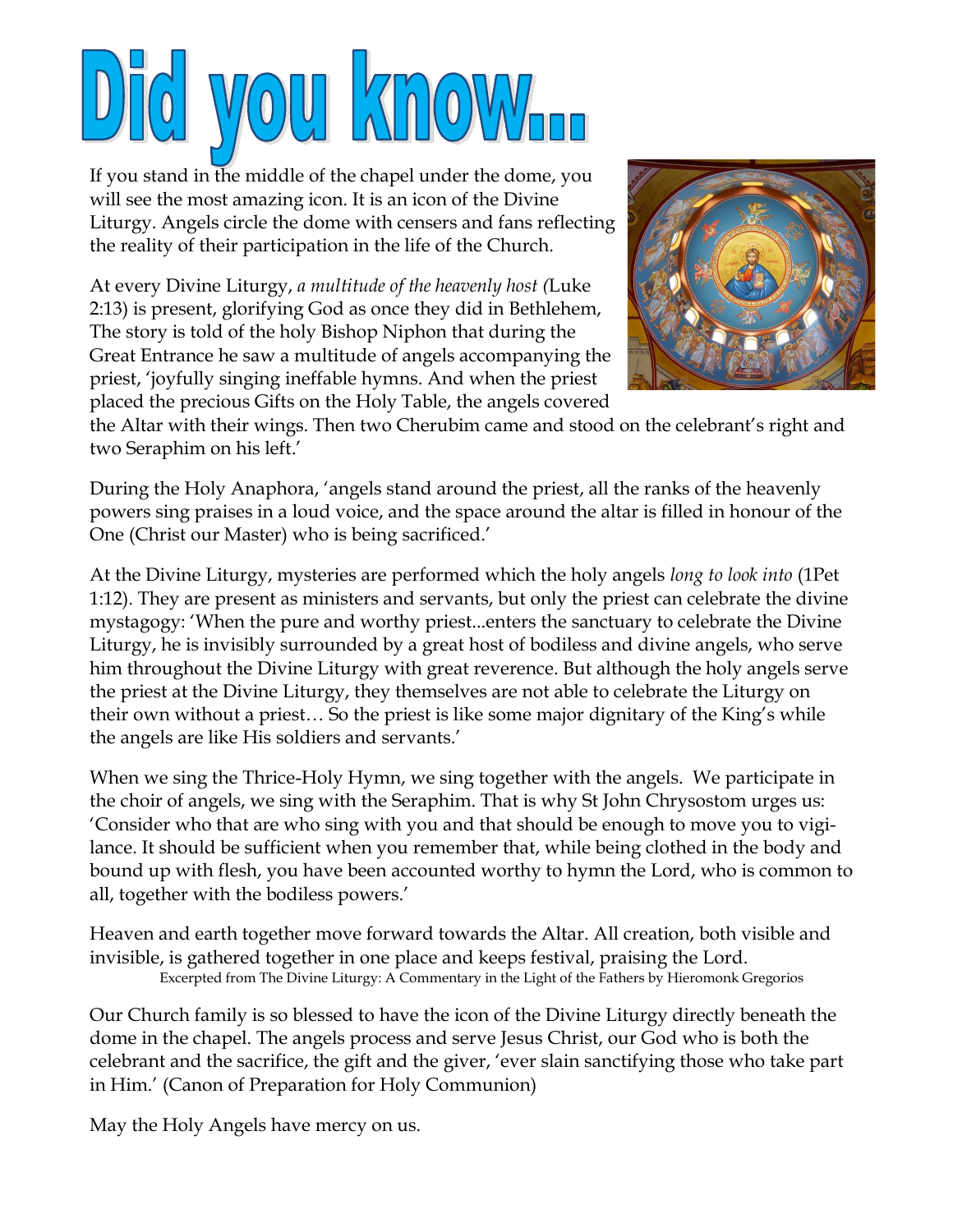# Did you know...

If you stand in the middle of the chapel under the dome, you will see the most amazing icon. It is an icon of the Divine Liturgy. Angels circle the dome with censers and fans reflecting the reality of their participation in the life of the Church.

At every Divine Liturgy, *a multitude of the heavenly host (*Luke 2:13) is present, glorifying God as once they did in Bethlehem, The story is told of the holy Bishop Niphon that during the Great Entrance he saw a multitude of angels accompanying the priest, 'joyfully singing ineffable hymns. And when the priest placed the precious Gifts on the Holy Table, the angels covered the Altar with their wings. Then two Cherubim came and stood on the celebrant's right and two Seraphim on his left.'

During the Holy Anaphora, 'angels stand around the priest, all the ranks of the heavenly powers sing praises in a loud voice, and the space around the altar is filled in honour of the One (Christ our Master) who is being sacrificed.'

At the Divine Liturgy, mysteries are performed which the holy angels *long to look into* (1Pet 1:12). They are present as ministers and servants, but only the priest can celebrate the divine mystagogy: 'When the pure and worthy priest...enters the sanctuary to celebrate the Divine Liturgy, he is invisibly surrounded by a great host of bodiless and divine angels, who serve him throughout the Divine Liturgy with great reverence. But although the holy angels serve the priest at the Divine Liturgy, they themselves are not able to celebrate the Liturgy on their own without a priest… So the priest is like some major dignitary of the King's while the angels are like His soldiers and servants.'

When we sing the Thrice-Holy Hymn, we sing together with the angels. We participate in the choir of angels, we sing with the Seraphim. That is why St John Chrysostom urges us: 'Consider who that are who sing with you and that should be enough to move you to vigilance. It should be sufficient when you remember that, while being clothed in the body and bound up with flesh, you have been accounted worthy to hymn the Lord, who is common to all, together with the bodiless powers.'

Heaven and earth together move forward towards the Altar. All creation, both visible and invisible, is gathered together in one place and keeps festival, praising the Lord.

Excerpted from The Divine Liturgy: A Commentary in the Light of the Fathers by Hieromonk Gregorios

Our Church family is so blessed to have the icon of the Divine Liturgy directly beneath the dome in the chapel. The angels process and serve Jesus Christ, our God who is both the celebrant and the sacrifice, the gift and the giver, 'ever slain sanctifying those who take part in Him.' (Canon of Preparation for Holy Communion)

May the Holy Angels have mercy on us.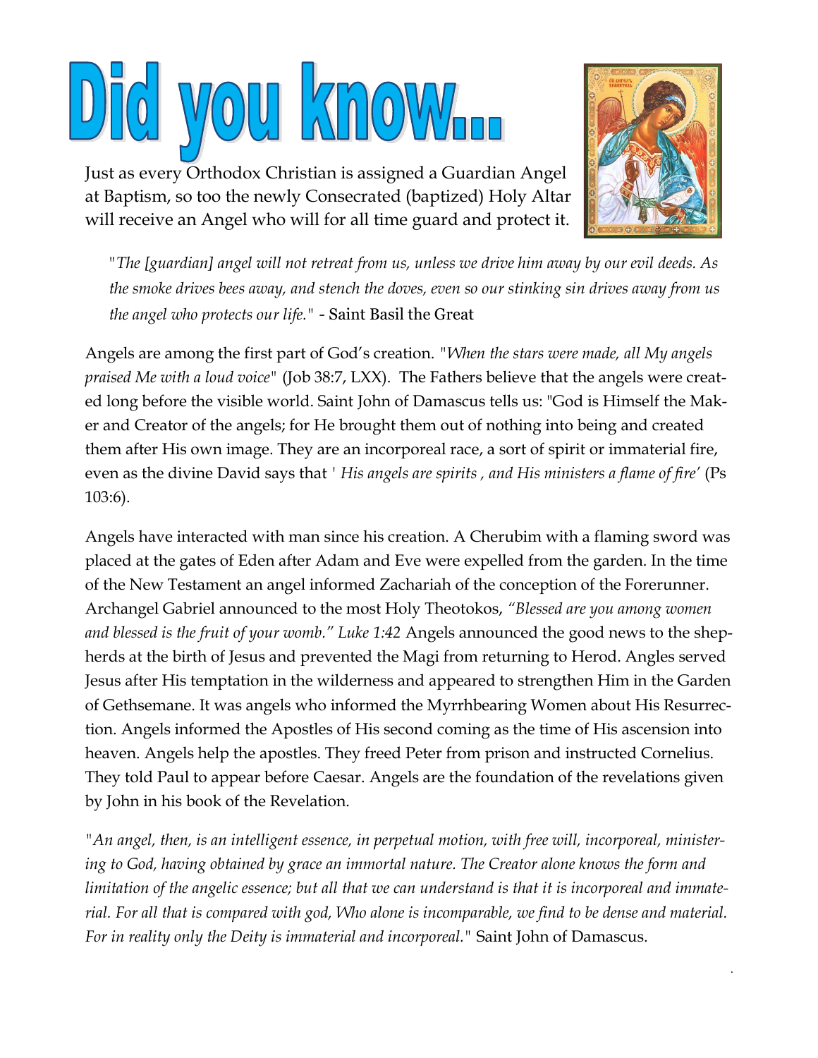# Did you know...

Just as every Orthodox Christian is assigned a Guardian Angel at Baptism, so too the newly Consecrated (baptized) Holy Altar will receive an Angel who will for all time guard and protect it.

> "*The [guardian] angel will not retreat from us, unless we drive him away by our evil deeds. As the smoke drives bees away, and stench the doves, even so our stinking sin drives away from us the angel who protects our life.*" - Saint Basil the Great

Angels are among the first part of God's creation. "*When the stars were made, all My angels praised Me with a loud voice*" (Job 38:7, LXX). The Fathers believe that the angels were created long before the visible world. Saint John of Damascus tells us: "God is Himself the Maker and Creator of the angels; for He brought them out of nothing into being and created them after His own image. They are an incorporeal race, a sort of spirit or immaterial fire, even as the divine David says that ' *His angels are spirits , and His ministers a flame of fire'* (Ps 103:6).

Angels have interacted with man since his creation. A Cherubim with a flaming sword was placed at the gates of Eden after Adam and Eve were expelled from the garden. In the time of the New Testament an angel informed Zachariah of the conception of the Forerunner. Archangel Gabriel announced to the most Holy Theotokos, *"Blessed are you among women and blessed is the fruit of your womb." Luke 1:42* Angels announced the good news to the shepherds at the birth of Jesus and prevented the Magi from returning to Herod. Angles served Jesus after His temptation in the wilderness and appeared to strengthen Him in the Garden of Gethsemane. It was angels who informed the Myrrhbearing Women about His Resurrection. Angels informed the Apostles of His second coming as the time of His ascension into heaven. Angels help the apostles. They freed Peter from prison and instructed Cornelius. They told Paul to appear before Caesar. Angels are the foundation of the revelations given by John in his book of the Revelation.

*"An angel, then, is an intelligent essence, in perpetual motion, with free will, incorporeal, ministering to God, having obtained by grace an immortal nature. The Creator alone knows the form and limitation of the angelic essence; but all that we can understand is that it is incorporeal and immaterial. For all that is compared with god, Who alone is incomparable, we find to be dense and material. For in reality only the Deity is immaterial and incorporeal."* Saint John of Damascus.